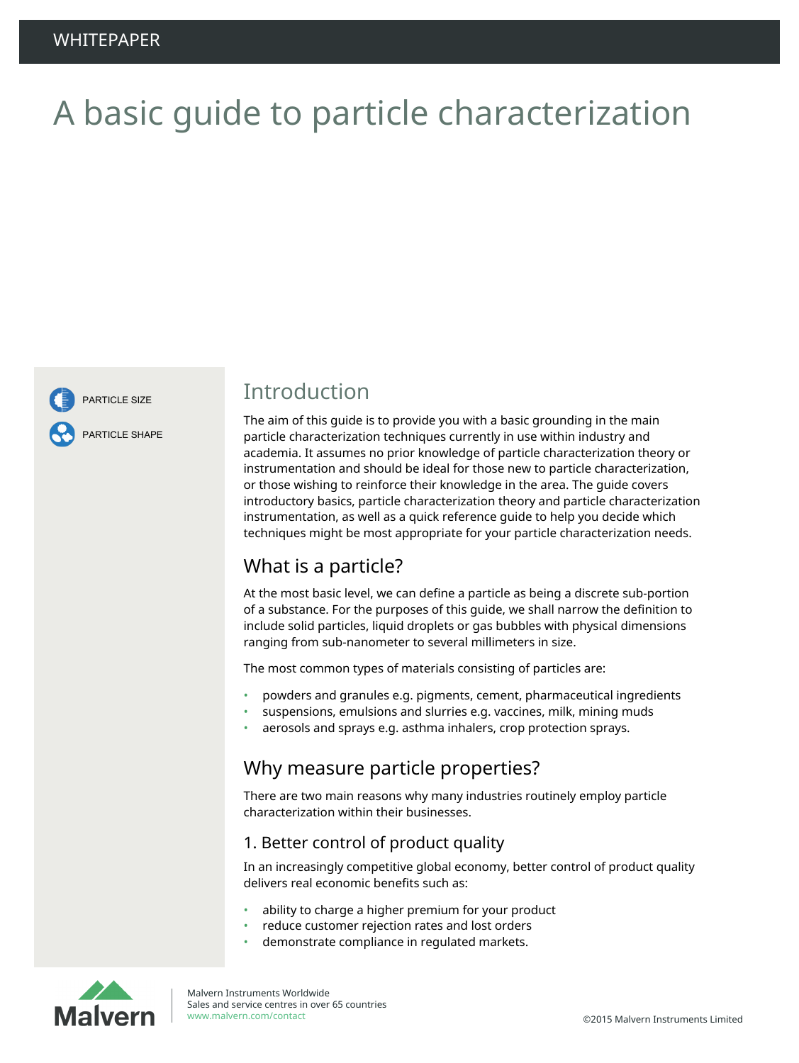WHITEPAPER

# A basic guide to particle characterization

PARTICLE SIZE

PARTICLE SHAPE

## Introduction

The aim of this guide is to provide you with a basic grounding in the main particle characterization techniques currently in use within industry and academia. It assumes no prior knowledge of particle characterization theory or instrumentation and should be ideal for those new to particle characterization, or those wishing to reinforce their knowledge in the area. The guide covers introductory basics, particle characterization theory and particle characterization instrumentation, as well as a quick reference guide to help you decide which techniques might be most appropriate for your particle characterization needs.

## What is a particle?

At the most basic level, we can define a particle as being a discrete sub-portion of a substance. For the purposes of this guide, we shall narrow the definition to include solid particles, liquid droplets or gas bubbles with physical dimensions ranging from sub-nanometer to several millimeters in size.

The most common types of materials consisting of particles are:

- powders and granules e.g. pigments, cement, pharmaceutical ingredients
- suspensions, emulsions and slurries e.g. vaccines, milk, mining muds
- aerosols and sprays e.g. asthma inhalers, crop protection sprays.

## Why measure particle properties?

There are two main reasons why many industries routinely employ particle characterization within their businesses.

### 1. Better control of product quality

In an increasingly competitive global economy, better control of product quality delivers real economic benefits such as:

- ability to charge a higher premium for your product
- reduce customer rejection rates and lost orders
- demonstrate compliance in regulated markets.

Malvern Instruments Worldwide
Sales and service centres in over 65 countries
www.malvern.com/contact

©2015 Malvern Instruments Limited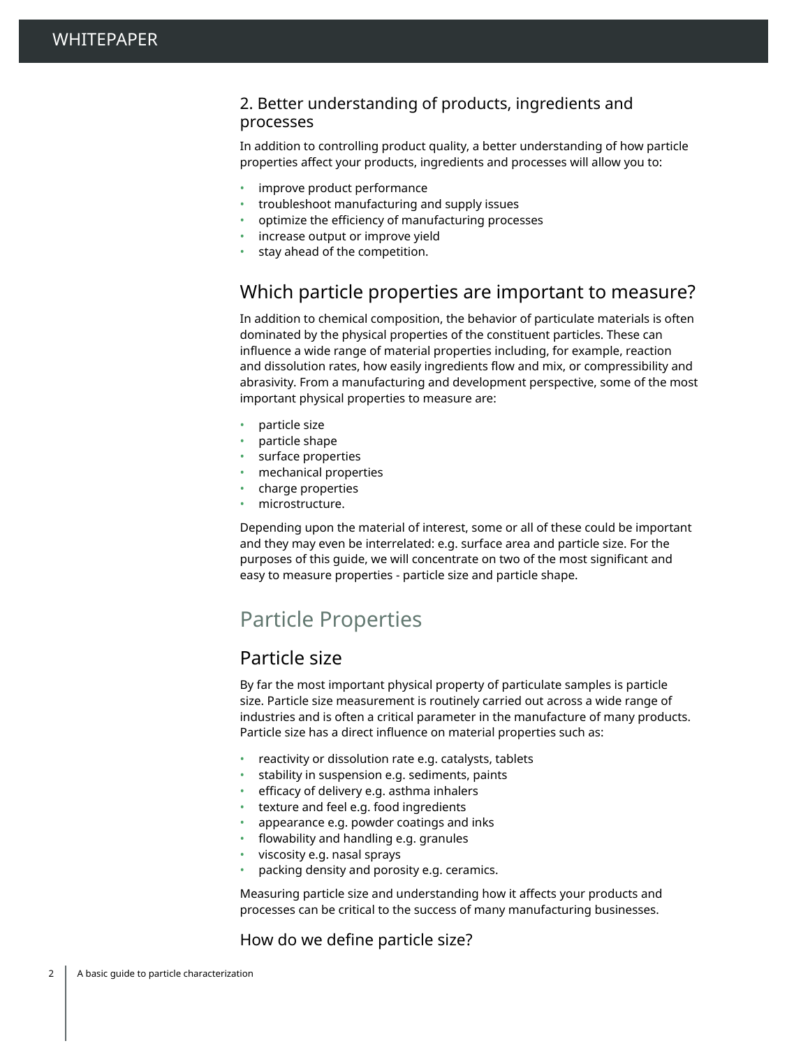### 2. Better understanding of products, ingredients and processes

In addition to controlling product quality, a better understanding of how particle properties affect your products, ingredients and processes will allow you to:

- improve product performance
- troubleshoot manufacturing and supply issues
- optimize the efficiency of manufacturing processes
- increase output or improve yield
- stay ahead of the competition.

## Which particle properties are important to measure?

In addition to chemical composition, the behavior of particulate materials is often dominated by the physical properties of the constituent particles. These can influence a wide range of material properties including, for example, reaction and dissolution rates, how easily ingredients flow and mix, or compressibility and abrasivity. From a manufacturing and development perspective, some of the most important physical properties to measure are:

- particle size
- particle shape
- surface properties
- mechanical properties
- charge properties
- microstructure.

Depending upon the material of interest, some or all of these could be important and they may even be interrelated: e.g. surface area and particle size. For the purposes of this guide, we will concentrate on two of the most significant and easy to measure properties - particle size and particle shape.

# Particle Properties

## Particle size

By far the most important physical property of particulate samples is particle size. Particle size measurement is routinely carried out across a wide range of industries and is often a critical parameter in the manufacture of many products. Particle size has a direct influence on material properties such as:

- reactivity or dissolution rate e.g. catalysts, tablets
- stability in suspension e.g. sediments, paints
- efficacy of delivery e.g. asthma inhalers
- texture and feel e.g. food ingredients
- appearance e.g. powder coatings and inks
- flowability and handling e.g. granules
- viscosity e.g. nasal sprays
- packing density and porosity e.g. ceramics.

Measuring particle size and understanding how it affects your products and processes can be critical to the success of many manufacturing businesses.

### How do we define particle size?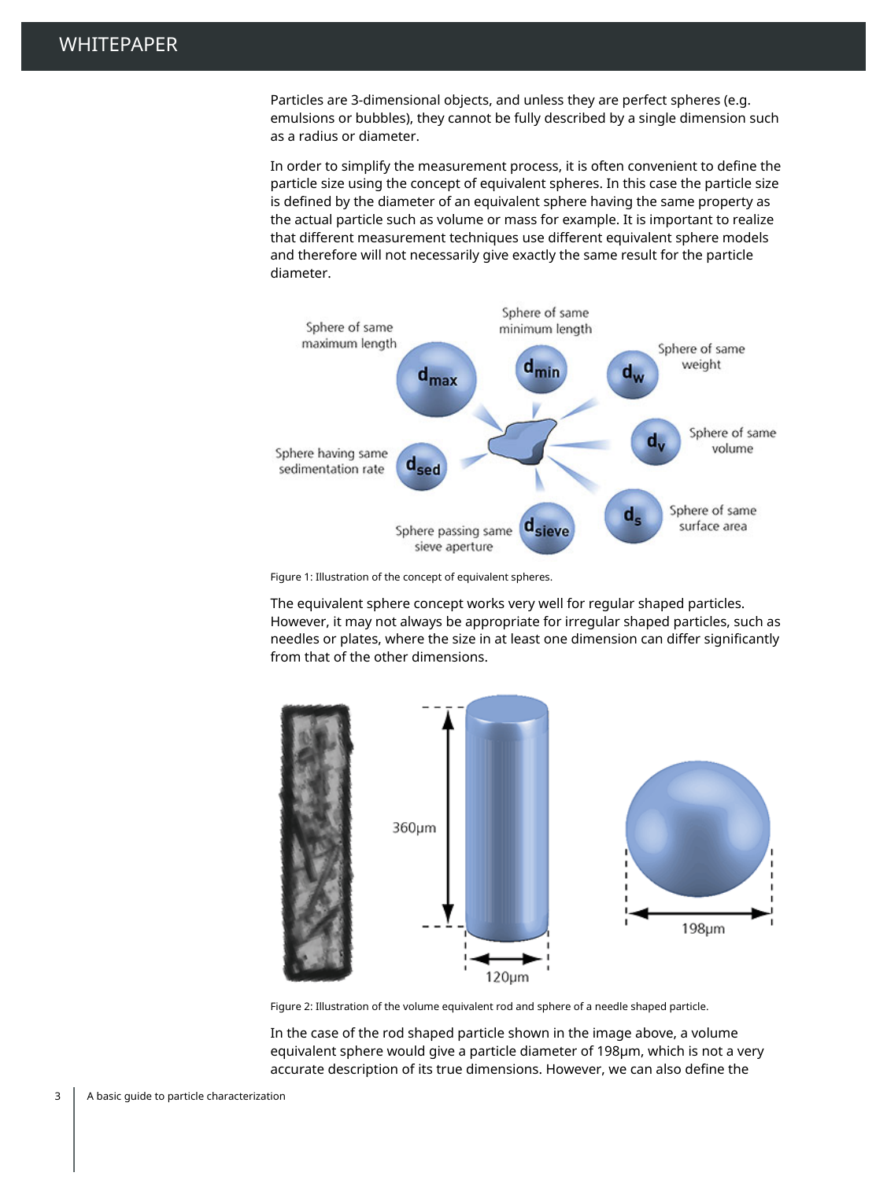Particles are 3-dimensional objects, and unless they are perfect spheres (e.g. emulsions or bubbles), they cannot be fully described by a single dimension such as a radius or diameter.

In order to simplify the measurement process, it is often convenient to define the particle size using the concept of equivalent spheres. In this case the particle size is defined by the diameter of an equivalent sphere having the same property as the actual particle such as volume or mass for example. It is important to realize that different measurement techniques use different equivalent sphere models and therefore will not necessarily give exactly the same result for the particle diameter.

Sphere of same maximum length

$d_{max}$

Sphere of same minimum length

$d_{min}$

Sphere of same weight

$d_w$

Sphere of same volume

$d_v$

Sphere of same surface area

$d_s$

Sphere passing same sieve aperture

$d_{sieve}$

Sphere having same sedimentation rate

$d_{sed}$

Figure 1: Illustration of the concept of equivalent spheres.

The equivalent sphere concept works very well for regular shaped particles. However, it may not always be appropriate for irregular shaped particles, such as needles or plates, where the size in at least one dimension can differ significantly from that of the other dimensions.

360μm

120μm

198μm

Figure 2: Illustration of the volume equivalent rod and sphere of a needle shaped particle.

In the case of the rod shaped particle shown in the image above, a volume equivalent sphere would give a particle diameter of 198μm, which is not a very accurate description of its true dimensions. However, we can also define the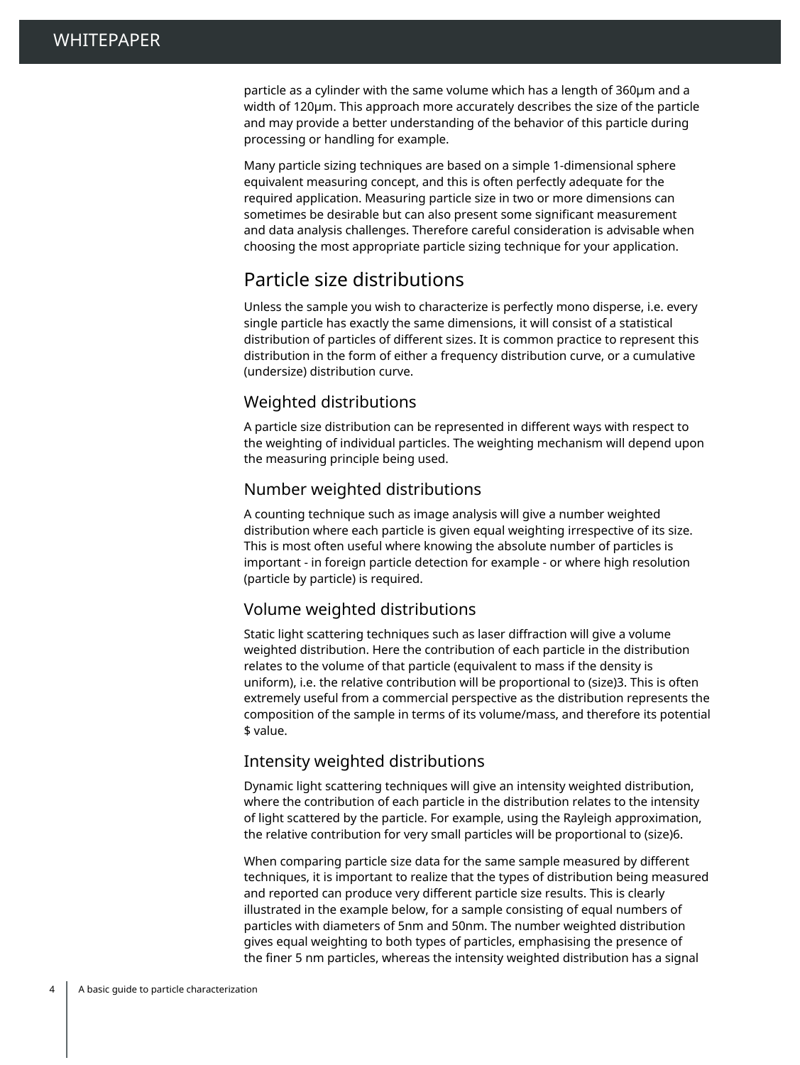particle as a cylinder with the same volume which has a length of 360μm and a width of 120μm. This approach more accurately describes the size of the particle and may provide a better understanding of the behavior of this particle during processing or handling for example.

Many particle sizing techniques are based on a simple 1-dimensional sphere equivalent measuring concept, and this is often perfectly adequate for the required application. Measuring particle size in two or more dimensions can sometimes be desirable but can also present some significant measurement and data analysis challenges. Therefore careful consideration is advisable when choosing the most appropriate particle sizing technique for your application.

## Particle size distributions

Unless the sample you wish to characterize is perfectly mono disperse, i.e. every single particle has exactly the same dimensions, it will consist of a statistical distribution of particles of different sizes. It is common practice to represent this distribution in the form of either a frequency distribution curve, or a cumulative (undersize) distribution curve.

### Weighted distributions

A particle size distribution can be represented in different ways with respect to the weighting of individual particles. The weighting mechanism will depend upon the measuring principle being used.

### Number weighted distributions

A counting technique such as image analysis will give a number weighted distribution where each particle is given equal weighting irrespective of its size. This is most often useful where knowing the absolute number of particles is important - in foreign particle detection for example - or where high resolution (particle by particle) is required.

### Volume weighted distributions

Static light scattering techniques such as laser diffraction will give a volume weighted distribution. Here the contribution of each particle in the distribution relates to the volume of that particle (equivalent to mass if the density is uniform), i.e. the relative contribution will be proportional to $(size)^3$. This is often extremely useful from a commercial perspective as the distribution represents the composition of the sample in terms of its volume/mass, and therefore its potential $ value.

### Intensity weighted distributions

Dynamic light scattering techniques will give an intensity weighted distribution, where the contribution of each particle in the distribution relates to the intensity of light scattered by the particle. For example, using the Rayleigh approximation, the relative contribution for very small particles will be proportional to $(size)^6$.

When comparing particle size data for the same sample measured by different techniques, it is important to realize that the types of distribution being measured and reported can produce very different particle size results. This is clearly illustrated in the example below, for a sample consisting of equal numbers of particles with diameters of 5nm and 50nm. The number weighted distribution gives equal weighting to both types of particles, emphasising the presence of the finer 5 nm particles, whereas the intensity weighted distribution has a signal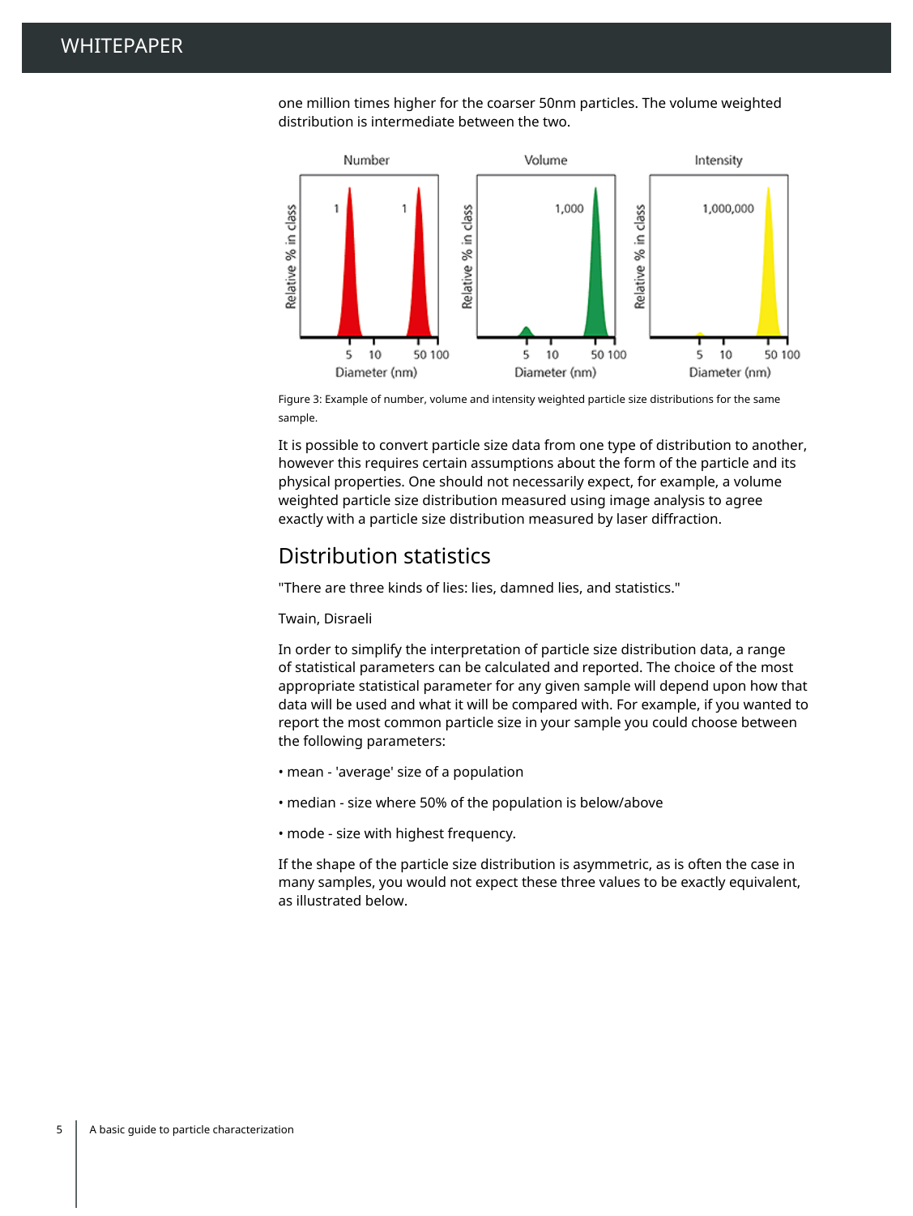one million times higher for the coarser 50nm particles. The volume weighted distribution is intermediate between the two.

Number

Relative % in class

1

1

5 10 50 100

Diameter (nm)

Volume

Relative % in class

1,000

5 10 50 100

Diameter (nm)

Intensity

Relative % in class

1,000,000

5 10 50 100

Diameter (nm)

Figure 3: Example of number, volume and intensity weighted particle size distributions for the same sample.

It is possible to convert particle size data from one type of distribution to another, however this requires certain assumptions about the form of the particle and its physical properties. One should not necessarily expect, for example, a volume weighted particle size distribution measured using image analysis to agree exactly with a particle size distribution measured by laser diffraction.

## Distribution statistics

"There are three kinds of lies: lies, damned lies, and statistics."

Twain, Disraeli

In order to simplify the interpretation of particle size distribution data, a range of statistical parameters can be calculated and reported. The choice of the most appropriate statistical parameter for any given sample will depend upon how that data will be used and what it will be compared with. For example, if you wanted to report the most common particle size in your sample you could choose between the following parameters:

- mean - 'average' size of a population
- median - size where 50% of the population is below/above
- mode - size with highest frequency.

If the shape of the particle size distribution is asymmetric, as is often the case in many samples, you would not expect these three values to be exactly equivalent, as illustrated below.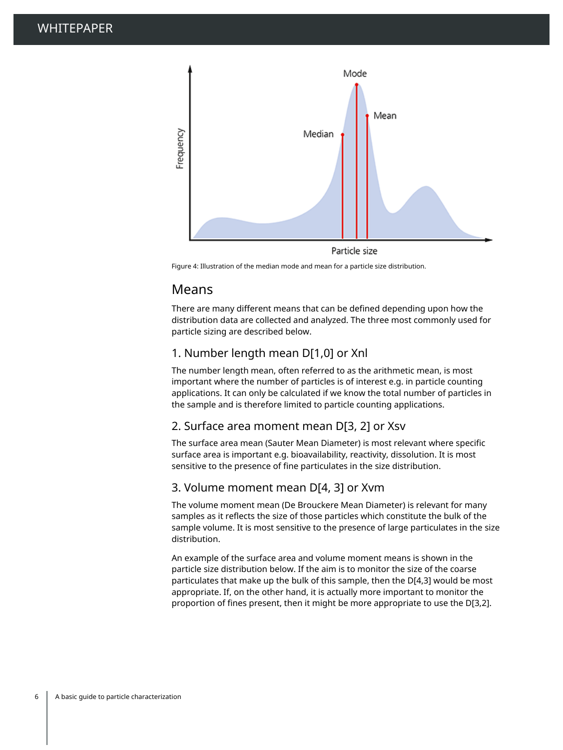Mode

Mean

Median

Frequency

Particle size

Figure 4: Illustration of the median mode and mean for a particle size distribution.

## Means

There are many different means that can be defined depending upon how the distribution data are collected and analyzed. The three most commonly used for particle sizing are described below.

### 1. Number length mean D[1,0] or Xnl

The number length mean, often referred to as the arithmetic mean, is most important where the number of particles is of interest e.g. in particle counting applications. It can only be calculated if we know the total number of particles in the sample and is therefore limited to particle counting applications.

### 2. Surface area moment mean D[3, 2] or Xsv

The surface area mean (Sauter Mean Diameter) is most relevant where specific surface area is important e.g. bioavailability, reactivity, dissolution. It is most sensitive to the presence of fine particulates in the size distribution.

### 3. Volume moment mean D[4, 3] or Xvm

The volume moment mean (De Brouckere Mean Diameter) is relevant for many samples as it reflects the size of those particles which constitute the bulk of the sample volume. It is most sensitive to the presence of large particulates in the size distribution.

An example of the surface area and volume moment means is shown in the particle size distribution below. If the aim is to monitor the size of the coarse particulates that make up the bulk of this sample, then the D[4,3] would be most appropriate. If, on the other hand, it is actually more important to monitor the proportion of fines present, then it might be more appropriate to use the D[3,2].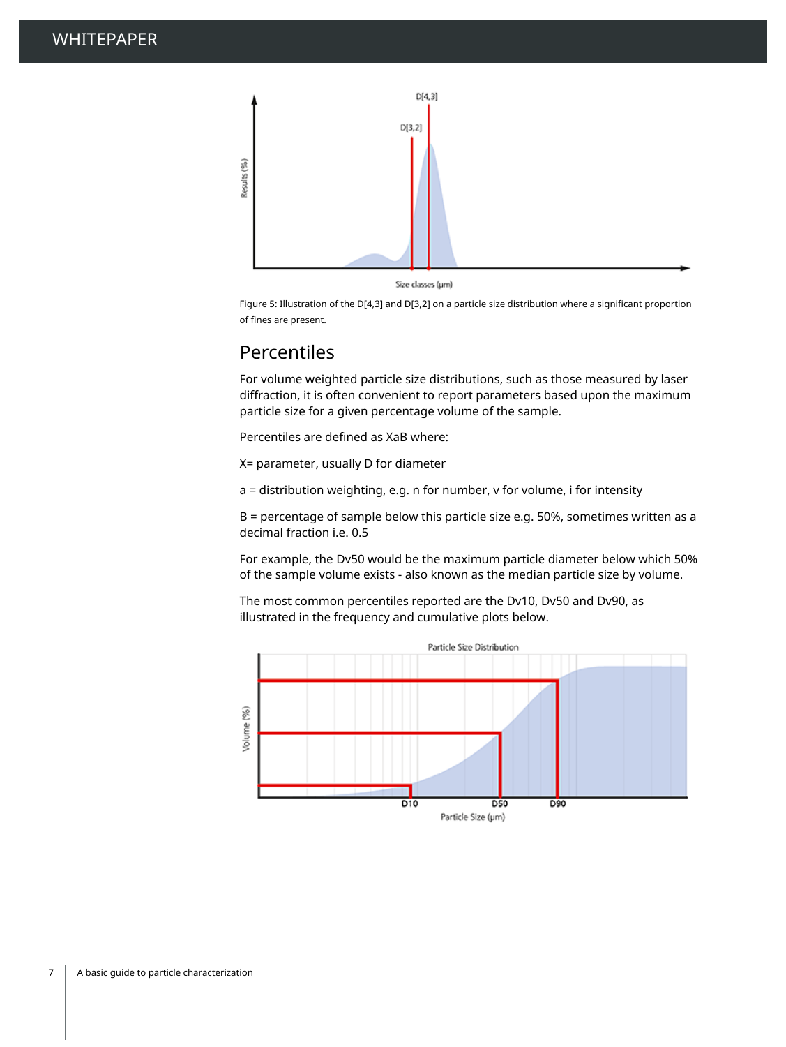Figure 5: Illustration of the D[4,3] and D[3,2] on a particle size distribution where a significant proportion of fines are present.

## Percentiles

For volume weighted particle size distributions, such as those measured by laser diffraction, it is often convenient to report parameters based upon the maximum particle size for a given percentage volume of the sample.

Percentiles are defined as XaB where:

X= parameter, usually D for diameter

a = distribution weighting, e.g. n for number, v for volume, i for intensity

B = percentage of sample below this particle size e.g. 50%, sometimes written as a decimal fraction i.e. 0.5

For example, the Dv50 would be the maximum particle diameter below which 50% of the sample volume exists - also known as the median particle size by volume.

The most common percentiles reported are the Dv10, Dv50 and Dv90, as illustrated in the frequency and cumulative plots below.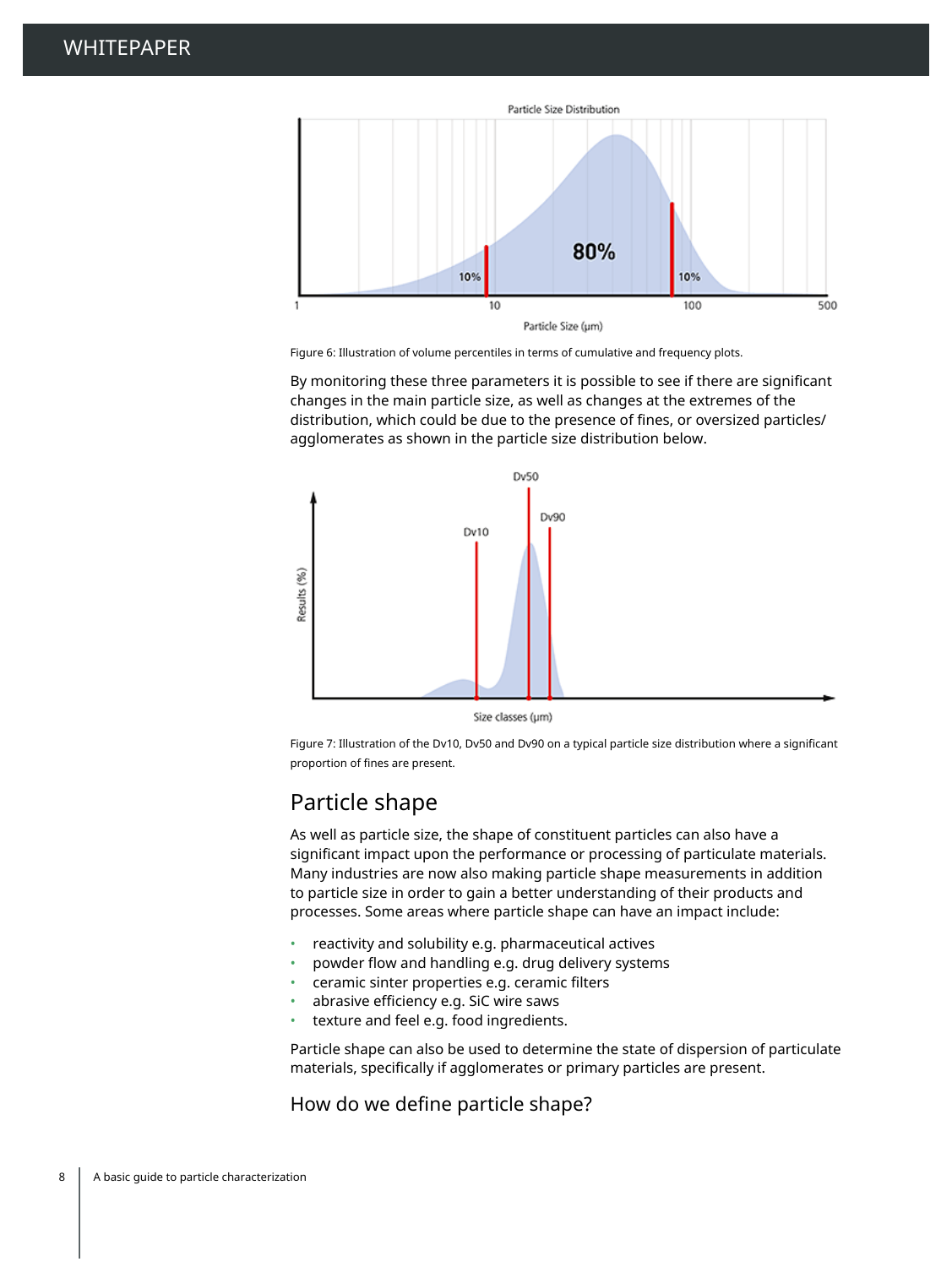Particle Size Distribution

80%

10%

10%

1

10

100

500

Particle Size (μm)

Figure 6: Illustration of volume percentiles in terms of cumulative and frequency plots.

By monitoring these three parameters it is possible to see if there are significant changes in the main particle size, as well as changes at the extremes of the distribution, which could be due to the presence of fines, or oversized particles/ agglomerates as shown in the particle size distribution below.

Dv50

Dv90

Dv10

Results (%)

Size classes (μm)

Figure 7: Illustration of the Dv10, Dv50 and Dv90 on a typical particle size distribution where a significant proportion of fines are present.

## Particle shape

As well as particle size, the shape of constituent particles can also have a significant impact upon the performance or processing of particulate materials. Many industries are now also making particle shape measurements in addition to particle size in order to gain a better understanding of their products and processes. Some areas where particle shape can have an impact include:

- reactivity and solubility e.g. pharmaceutical actives
- powder flow and handling e.g. drug delivery systems
- ceramic sinter properties e.g. ceramic filters
- abrasive efficiency e.g. SiC wire saws
- texture and feel e.g. food ingredients.

Particle shape can also be used to determine the state of dispersion of particulate materials, specifically if agglomerates or primary particles are present.

### How do we define particle shape?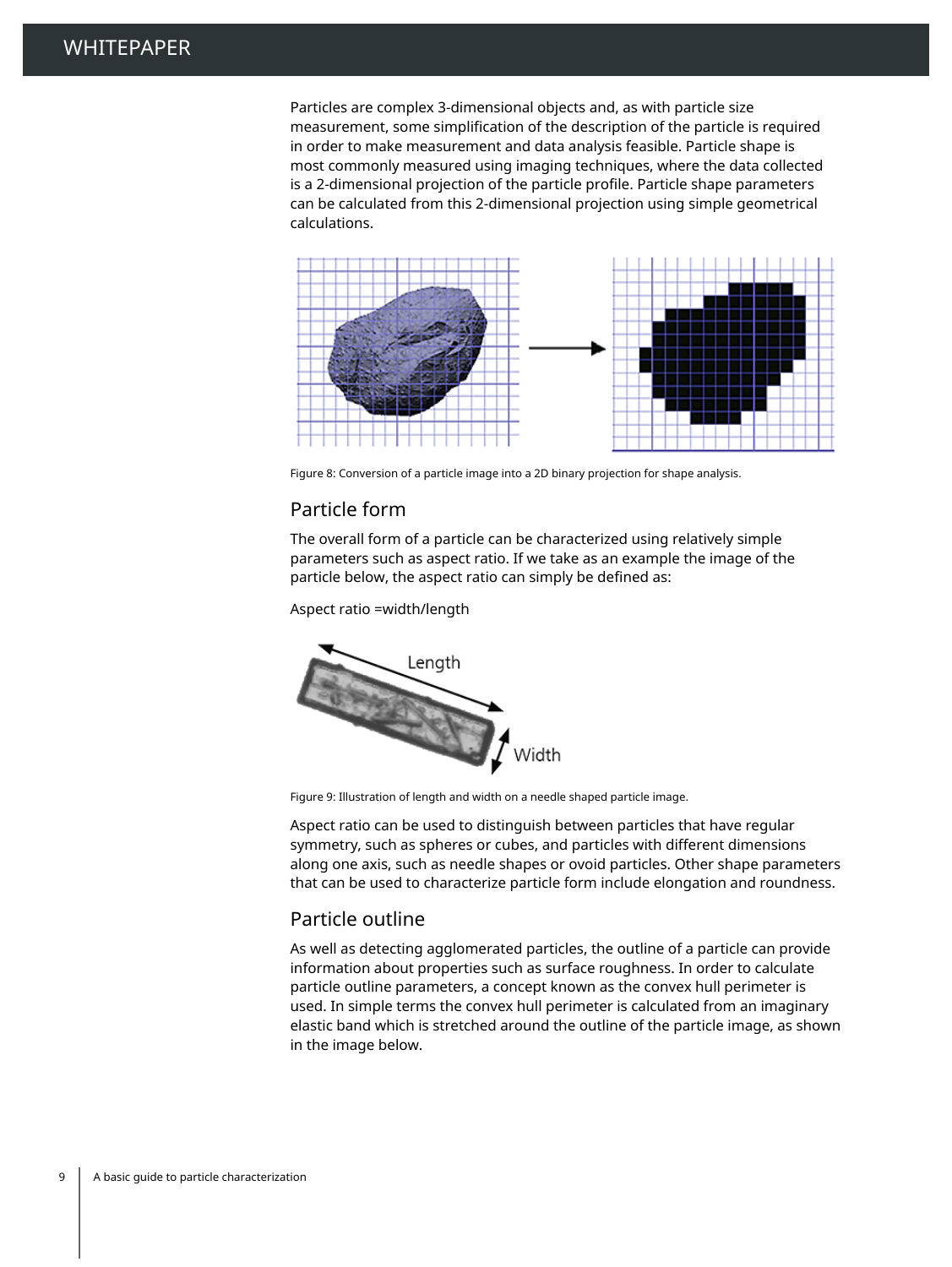Particles are complex 3-dimensional objects and, as with particle size measurement, some simplification of the description of the particle is required in order to make measurement and data analysis feasible. Particle shape is most commonly measured using imaging techniques, where the data collected is a 2-dimensional projection of the particle profile. Particle shape parameters can be calculated from this 2-dimensional projection using simple geometrical calculations.

Figure 8: Conversion of a particle image into a 2D binary projection for shape analysis.

## Particle form

The overall form of a particle can be characterized using relatively simple parameters such as aspect ratio. If we take as an example the image of the particle below, the aspect ratio can simply be defined as:

Aspect ratio =width/length

Length

Width

Figure 9: Illustration of length and width on a needle shaped particle image.

Aspect ratio can be used to distinguish between particles that have regular symmetry, such as spheres or cubes, and particles with different dimensions along one axis, such as needle shapes or ovoid particles. Other shape parameters that can be used to characterize particle form include elongation and roundness.

## Particle outline

As well as detecting agglomerated particles, the outline of a particle can provide information about properties such as surface roughness. In order to calculate particle outline parameters, a concept known as the convex hull perimeter is used. In simple terms the convex hull perimeter is calculated from an imaginary elastic band which is stretched around the outline of the particle image, as shown in the image below.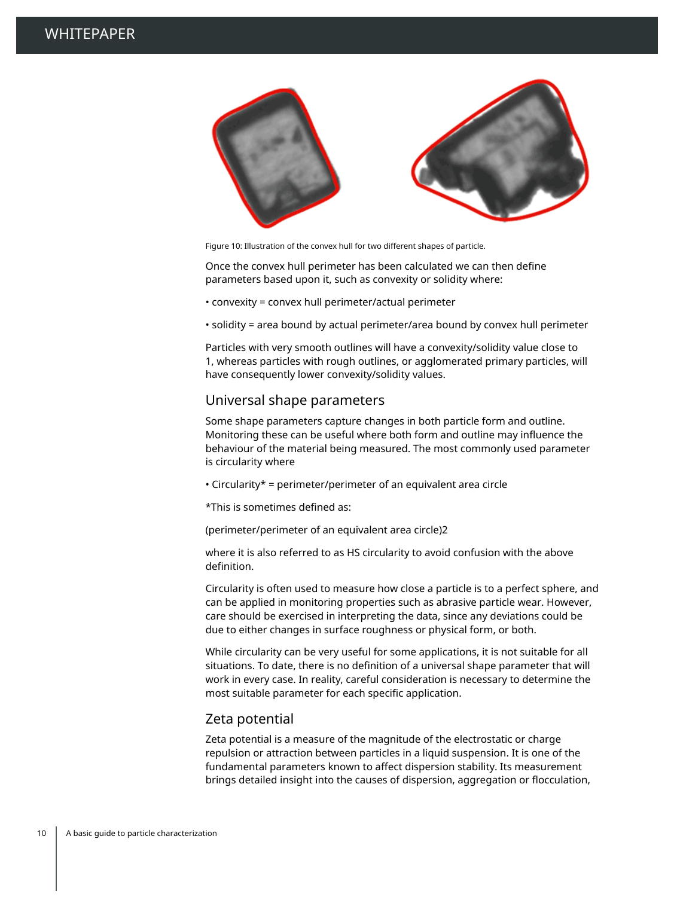Figure 10: Illustration of the convex hull for two different shapes of particle.

Once the convex hull perimeter has been calculated we can then define parameters based upon it, such as convexity or solidity where:

- convexity = convex hull perimeter/actual perimeter
- solidity = area bound by actual perimeter/area bound by convex hull perimeter

Particles with very smooth outlines will have a convexity/solidity value close to 1, whereas particles with rough outlines, or agglomerated primary particles, will have consequently lower convexity/solidity values.

## Universal shape parameters

Some shape parameters capture changes in both particle form and outline. Monitoring these can be useful where both form and outline may influence the behaviour of the material being measured. The most commonly used parameter is circularity where

- Circularity* = perimeter/perimeter of an equivalent area circle

*This is sometimes defined as:

$(\text{perimeter}/\text{perimeter of an equivalent area circle})^2$

where it is also referred to as HS circularity to avoid confusion with the above definition.

Circularity is often used to measure how close a particle is to a perfect sphere, and can be applied in monitoring properties such as abrasive particle wear. However, care should be exercised in interpreting the data, since any deviations could be due to either changes in surface roughness or physical form, or both.

While circularity can be very useful for some applications, it is not suitable for all situations. To date, there is no definition of a universal shape parameter that will work in every case. In reality, careful consideration is necessary to determine the most suitable parameter for each specific application.

## Zeta potential

Zeta potential is a measure of the magnitude of the electrostatic or charge repulsion or attraction between particles in a liquid suspension. It is one of the fundamental parameters known to affect dispersion stability. Its measurement brings detailed insight into the causes of dispersion, aggregation or flocculation,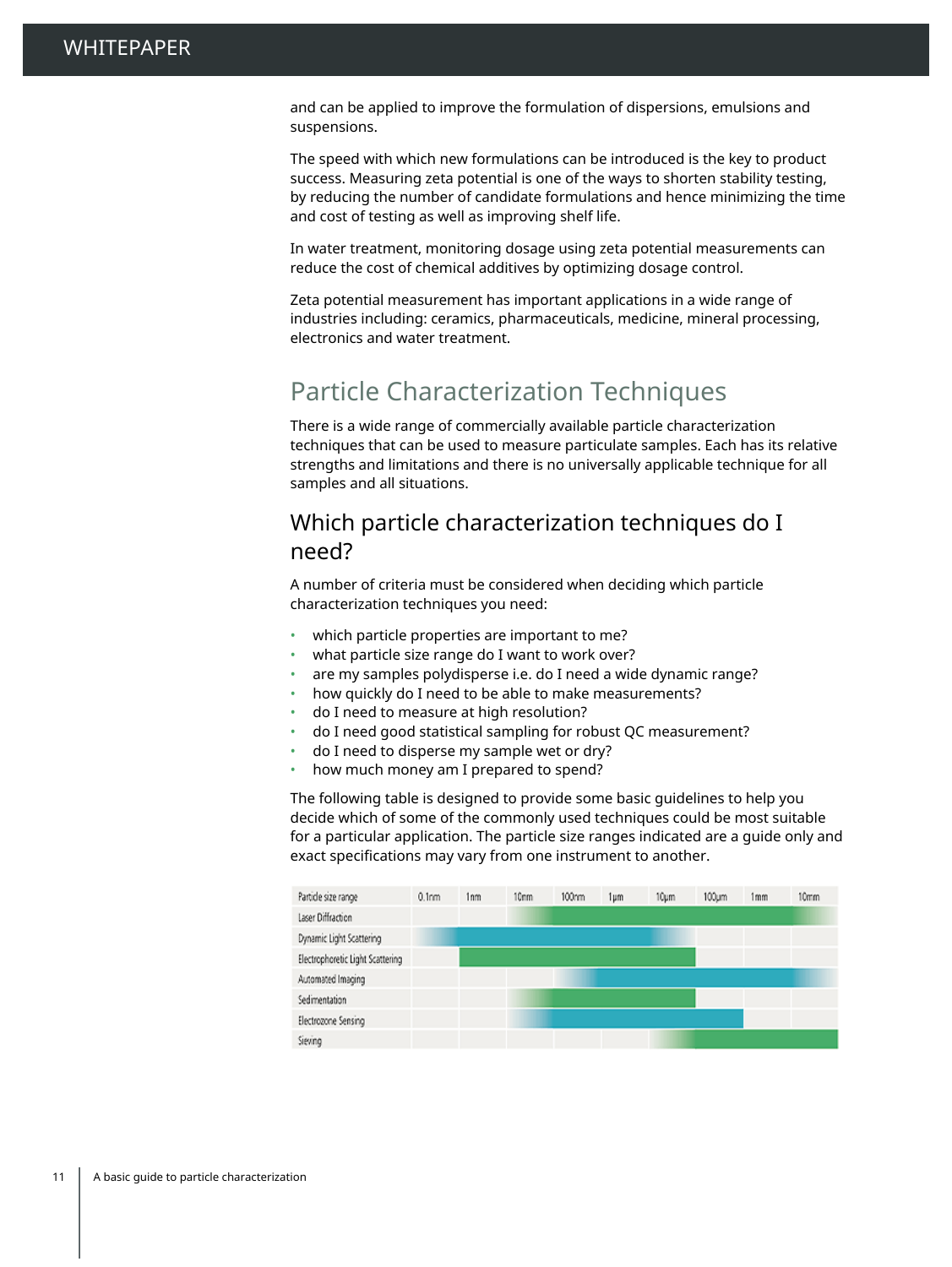and can be applied to improve the formulation of dispersions, emulsions and suspensions.

The speed with which new formulations can be introduced is the key to product success. Measuring zeta potential is one of the ways to shorten stability testing, by reducing the number of candidate formulations and hence minimizing the time and cost of testing as well as improving shelf life.

In water treatment, monitoring dosage using zeta potential measurements can reduce the cost of chemical additives by optimizing dosage control.

Zeta potential measurement has important applications in a wide range of industries including: ceramics, pharmaceuticals, medicine, mineral processing, electronics and water treatment.

# Particle Characterization Techniques

There is a wide range of commercially available particle characterization techniques that can be used to measure particulate samples. Each has its relative strengths and limitations and there is no universally applicable technique for all samples and all situations.

## Which particle characterization techniques do I need?

A number of criteria must be considered when deciding which particle characterization techniques you need:

- which particle properties are important to me?
- what particle size range do I want to work over?
- are my samples polydisperse i.e. do I need a wide dynamic range?
- how quickly do I need to be able to make measurements?
- do I need to measure at high resolution?
- do I need good statistical sampling for robust QC measurement?
- do I need to disperse my sample wet or dry?
- how much money am I prepared to spend?

The following table is designed to provide some basic guidelines to help you decide which of some of the commonly used techniques could be most suitable for a particular application. The particle size ranges indicated are a guide only and exact specifications may vary from one instrument to another.

Particle size range
0.1nm 1nm 10nm 100nm 1µm 10µm 100µm 1mm 10mm
Laser Diffraction
Dynamic Light Scattering
Electrophoretic Light Scattering
Automated Imaging
Sedimentation
Electrozone Sensing
Sieving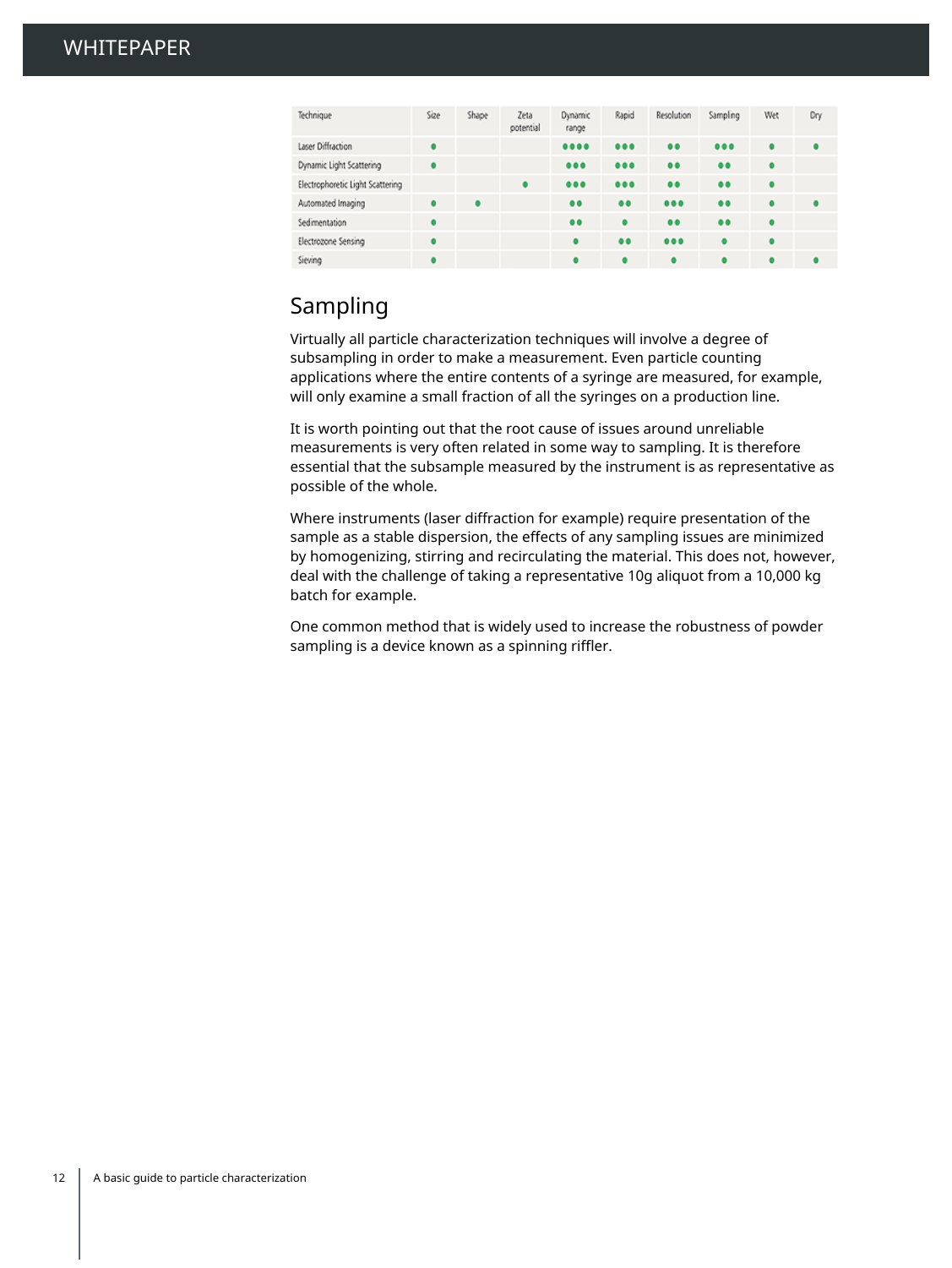| Technique | Size | Shape | Zeta potential | Dynamic range | Rapid | Resolution | Sampling | Wet | Dry |
|---|---|---|---|---|---|---|---|---|---|
| Laser Diffraction | ● | | | ●●●● | ●●● | ●● | ●●● | ● | ● |
| Dynamic Light Scattering | ● | | | ●●● | ●●● | ●● | ●● | ● | |
| Electrophoretic Light Scattering | | | ● | ●●● | ●●● | ●● | ●● | ● | |
| Automated Imaging | ● | ● | | ●● | ●● | ●●● | ●● | ● | ● |
| Sedimentation | ● | | | ●● | ● | ●● | ●● | ● | |
| Electrozone Sensing | ● | | | ● | ●● | ●●● | ● | ● | |
| Sieving | ● | | | ● | ● | ● | ● | ● | ● |

## Sampling

Virtually all particle characterization techniques will involve a degree of subsampling in order to make a measurement. Even particle counting applications where the entire contents of a syringe are measured, for example, will only examine a small fraction of all the syringes on a production line.

It is worth pointing out that the root cause of issues around unreliable measurements is very often related in some way to sampling. It is therefore essential that the subsample measured by the instrument is as representative as possible of the whole.

Where instruments (laser diffraction for example) require presentation of the sample as a stable dispersion, the effects of any sampling issues are minimized by homogenizing, stirring and recirculating the material. This does not, however, deal with the challenge of taking a representative 10g aliquot from a 10,000 kg batch for example.

One common method that is widely used to increase the robustness of powder sampling is a device known as a spinning riffler.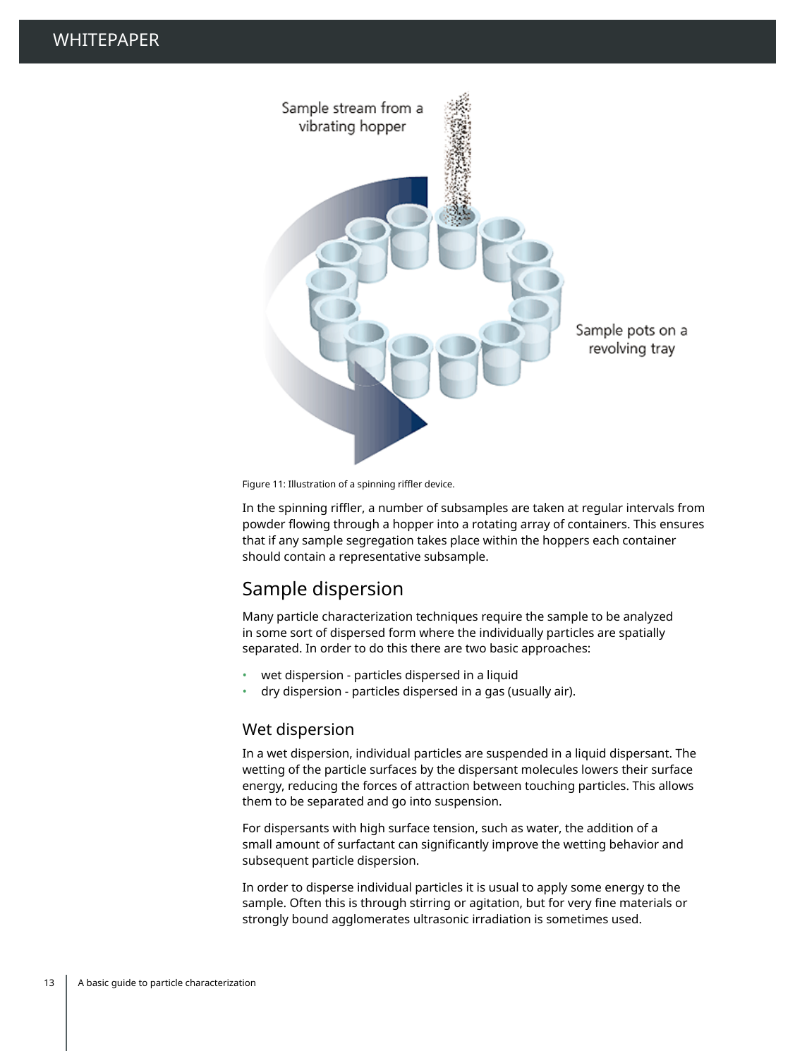Sample stream from a vibrating hopper

Sample pots on a revolving tray

Figure 11: Illustration of a spinning riffler device.

In the spinning riffler, a number of subsamples are taken at regular intervals from powder flowing through a hopper into a rotating array of containers. This ensures that if any sample segregation takes place within the hoppers each container should contain a representative subsample.

## Sample dispersion

Many particle characterization techniques require the sample to be analyzed in some sort of dispersed form where the individually particles are spatially separated. In order to do this there are two basic approaches:

- wet dispersion - particles dispersed in a liquid
- dry dispersion - particles dispersed in a gas (usually air).

### Wet dispersion

In a wet dispersion, individual particles are suspended in a liquid dispersant. The wetting of the particle surfaces by the dispersant molecules lowers their surface energy, reducing the forces of attraction between touching particles. This allows them to be separated and go into suspension.

For dispersants with high surface tension, such as water, the addition of a small amount of surfactant can significantly improve the wetting behavior and subsequent particle dispersion.

In order to disperse individual particles it is usual to apply some energy to the sample. Often this is through stirring or agitation, but for very fine materials or strongly bound agglomerates ultrasonic irradiation is sometimes used.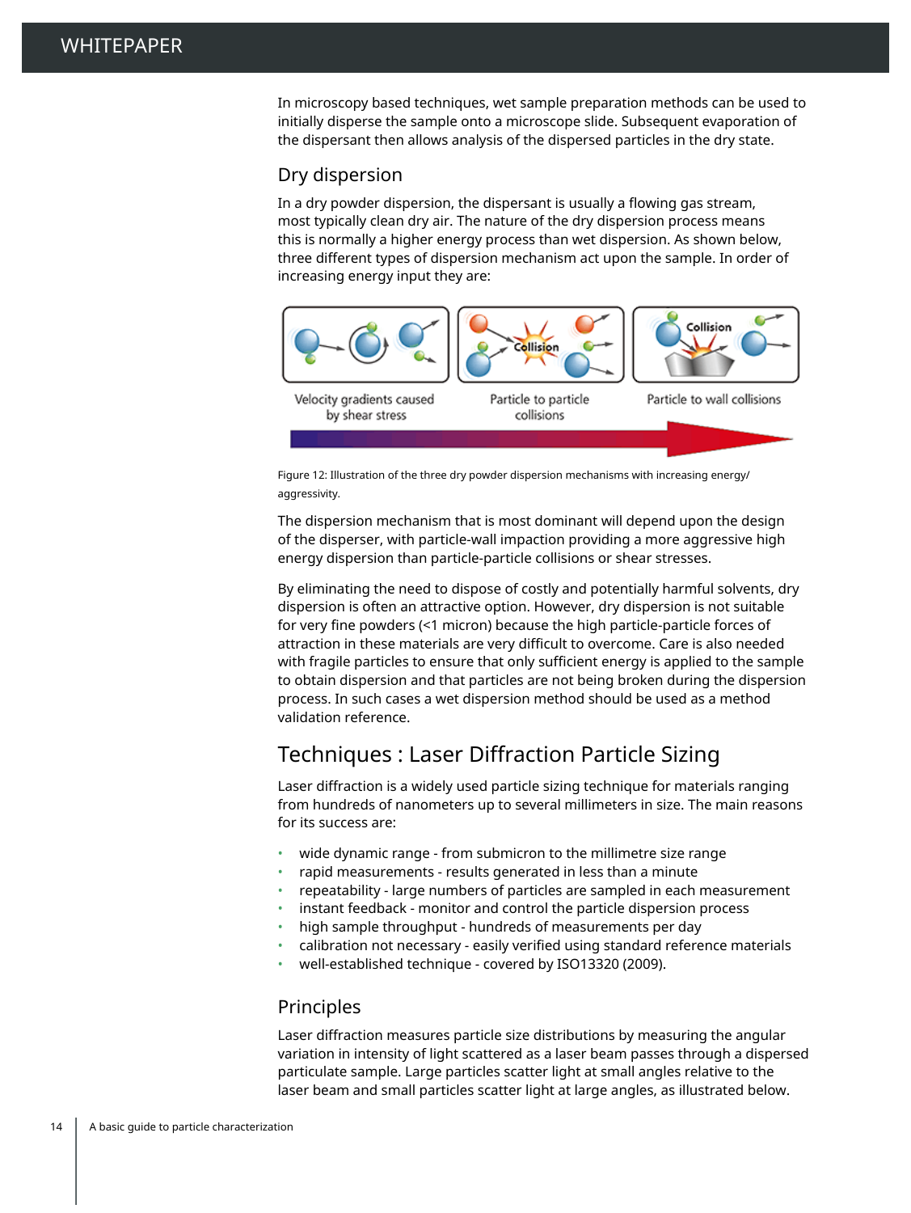In microscopy based techniques, wet sample preparation methods can be used to initially disperse the sample onto a microscope slide. Subsequent evaporation of the dispersant then allows analysis of the dispersed particles in the dry state.

## Dry dispersion

In a dry powder dispersion, the dispersant is usually a flowing gas stream, most typically clean dry air. The nature of the dry dispersion process means this is normally a higher energy process than wet dispersion. As shown below, three different types of dispersion mechanism act upon the sample. In order of increasing energy input they are:

Collision

Collision

Velocity gradients caused by shear stress

Particle to particle collisions

Particle to wall collisions

Figure 12: Illustration of the three dry powder dispersion mechanisms with increasing energy/ aggressivity.

The dispersion mechanism that is most dominant will depend upon the design of the disperser, with particle-wall impaction providing a more aggressive high energy dispersion than particle-particle collisions or shear stresses.

By eliminating the need to dispose of costly and potentially harmful solvents, dry dispersion is often an attractive option. However, dry dispersion is not suitable for very fine powders (<1 micron) because the high particle-particle forces of attraction in these materials are very difficult to overcome. Care is also needed with fragile particles to ensure that only sufficient energy is applied to the sample to obtain dispersion and that particles are not being broken during the dispersion process. In such cases a wet dispersion method should be used as a method validation reference.

# Techniques : Laser Diffraction Particle Sizing

Laser diffraction is a widely used particle sizing technique for materials ranging from hundreds of nanometers up to several millimeters in size. The main reasons for its success are:

- wide dynamic range - from submicron to the millimetre size range
- rapid measurements - results generated in less than a minute
- repeatability - large numbers of particles are sampled in each measurement
- instant feedback - monitor and control the particle dispersion process
- high sample throughput - hundreds of measurements per day
- calibration not necessary - easily verified using standard reference materials
- well-established technique - covered by ISO13320 (2009).

## Principles

Laser diffraction measures particle size distributions by measuring the angular variation in intensity of light scattered as a laser beam passes through a dispersed particulate sample. Large particles scatter light at small angles relative to the laser beam and small particles scatter light at large angles, as illustrated below.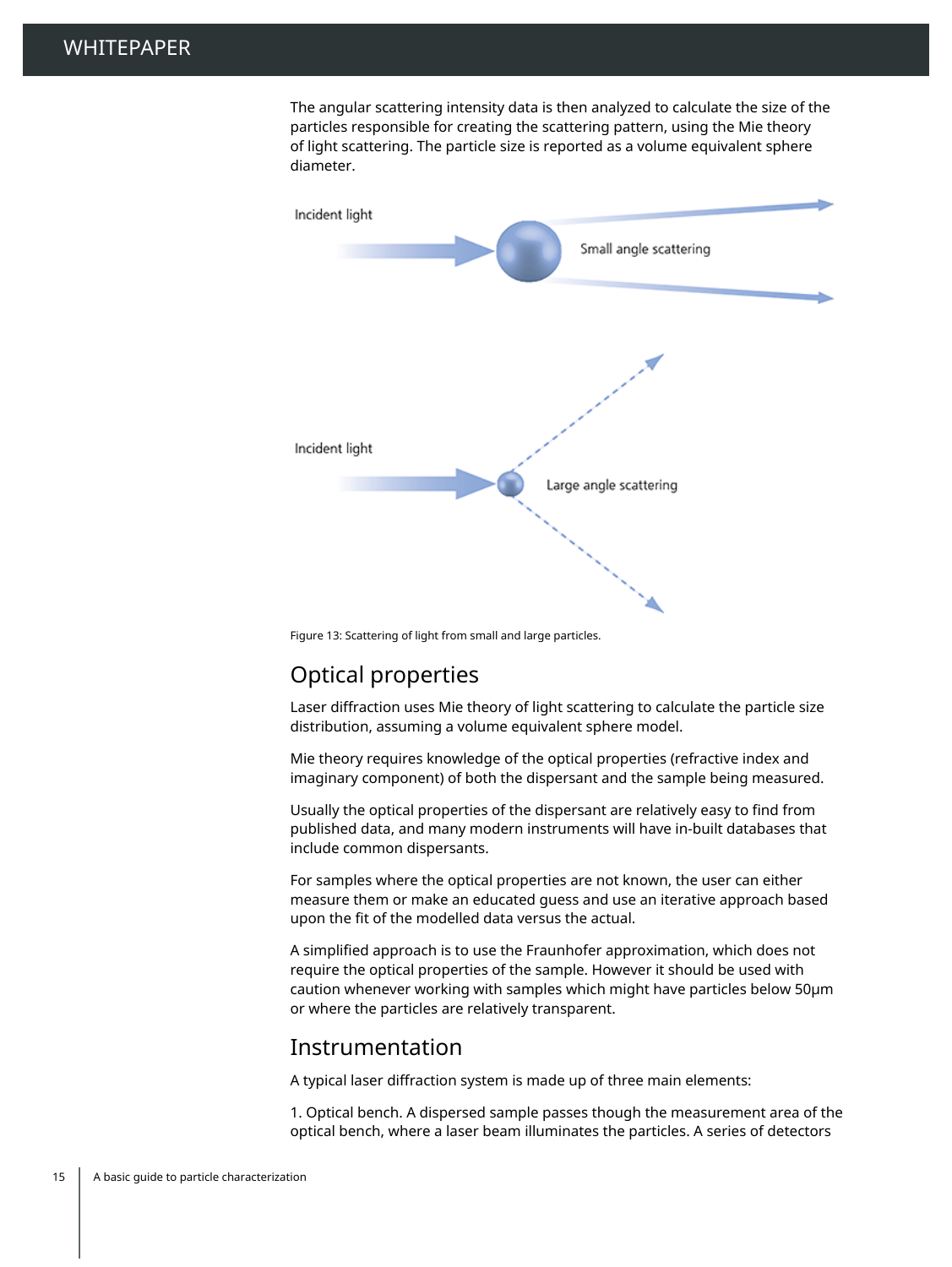The angular scattering intensity data is then analyzed to calculate the size of the particles responsible for creating the scattering pattern, using the Mie theory of light scattering. The particle size is reported as a volume equivalent sphere diameter.

Incident light

Small angle scattering

Incident light

Large angle scattering

Figure 13: Scattering of light from small and large particles.

## Optical properties

Laser diffraction uses Mie theory of light scattering to calculate the particle size distribution, assuming a volume equivalent sphere model.

Mie theory requires knowledge of the optical properties (refractive index and imaginary component) of both the dispersant and the sample being measured.

Usually the optical properties of the dispersant are relatively easy to find from published data, and many modern instruments will have in-built databases that include common dispersants.

For samples where the optical properties are not known, the user can either measure them or make an educated guess and use an iterative approach based upon the fit of the modelled data versus the actual.

A simplified approach is to use the Fraunhofer approximation, which does not require the optical properties of the sample. However it should be used with caution whenever working with samples which might have particles below 50µm or where the particles are relatively transparent.

## Instrumentation

A typical laser diffraction system is made up of three main elements:

1. Optical bench. A dispersed sample passes though the measurement area of the optical bench, where a laser beam illuminates the particles. A series of detectors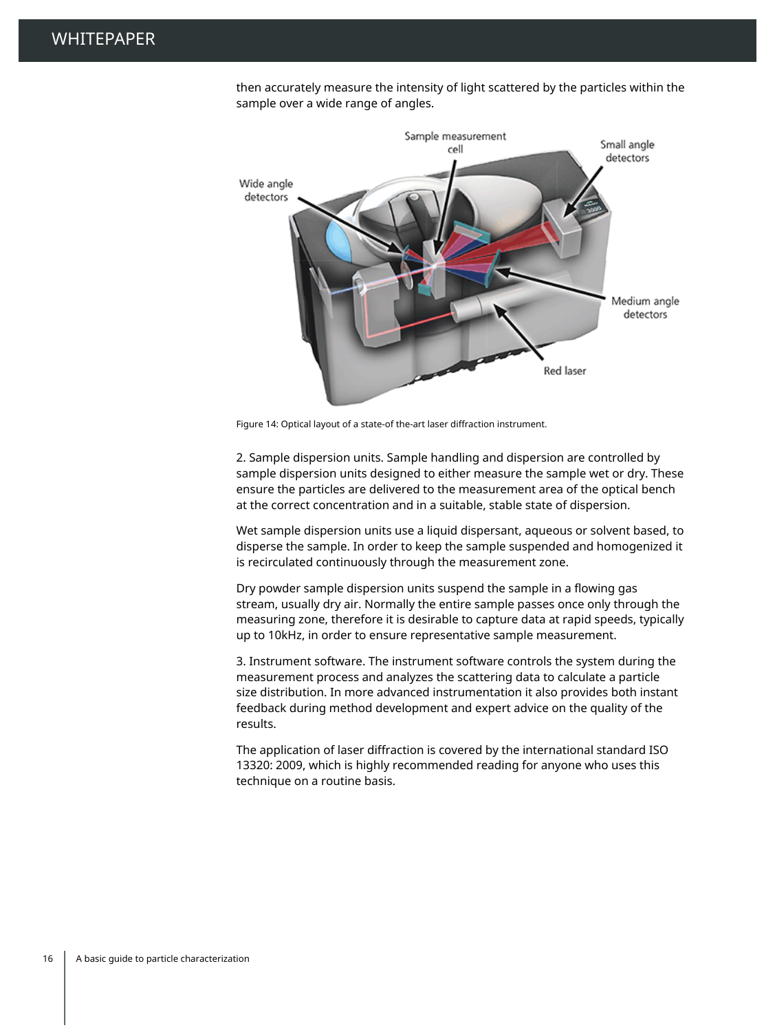then accurately measure the intensity of light scattered by the particles within the sample over a wide range of angles.

Sample measurement cell

Small angle detectors

Wide angle detectors

Medium angle detectors

Red laser

Figure 14: Optical layout of a state-of the-art laser diffraction instrument.

2. Sample dispersion units. Sample handling and dispersion are controlled by sample dispersion units designed to either measure the sample wet or dry. These ensure the particles are delivered to the measurement area of the optical bench at the correct concentration and in a suitable, stable state of dispersion.

Wet sample dispersion units use a liquid dispersant, aqueous or solvent based, to disperse the sample. In order to keep the sample suspended and homogenized it is recirculated continuously through the measurement zone.

Dry powder sample dispersion units suspend the sample in a flowing gas stream, usually dry air. Normally the entire sample passes once only through the measuring zone, therefore it is desirable to capture data at rapid speeds, typically up to 10kHz, in order to ensure representative sample measurement.

3. Instrument software. The instrument software controls the system during the measurement process and analyzes the scattering data to calculate a particle size distribution. In more advanced instrumentation it also provides both instant feedback during method development and expert advice on the quality of the results.

The application of laser diffraction is covered by the international standard ISO 13320: 2009, which is highly recommended reading for anyone who uses this technique on a routine basis.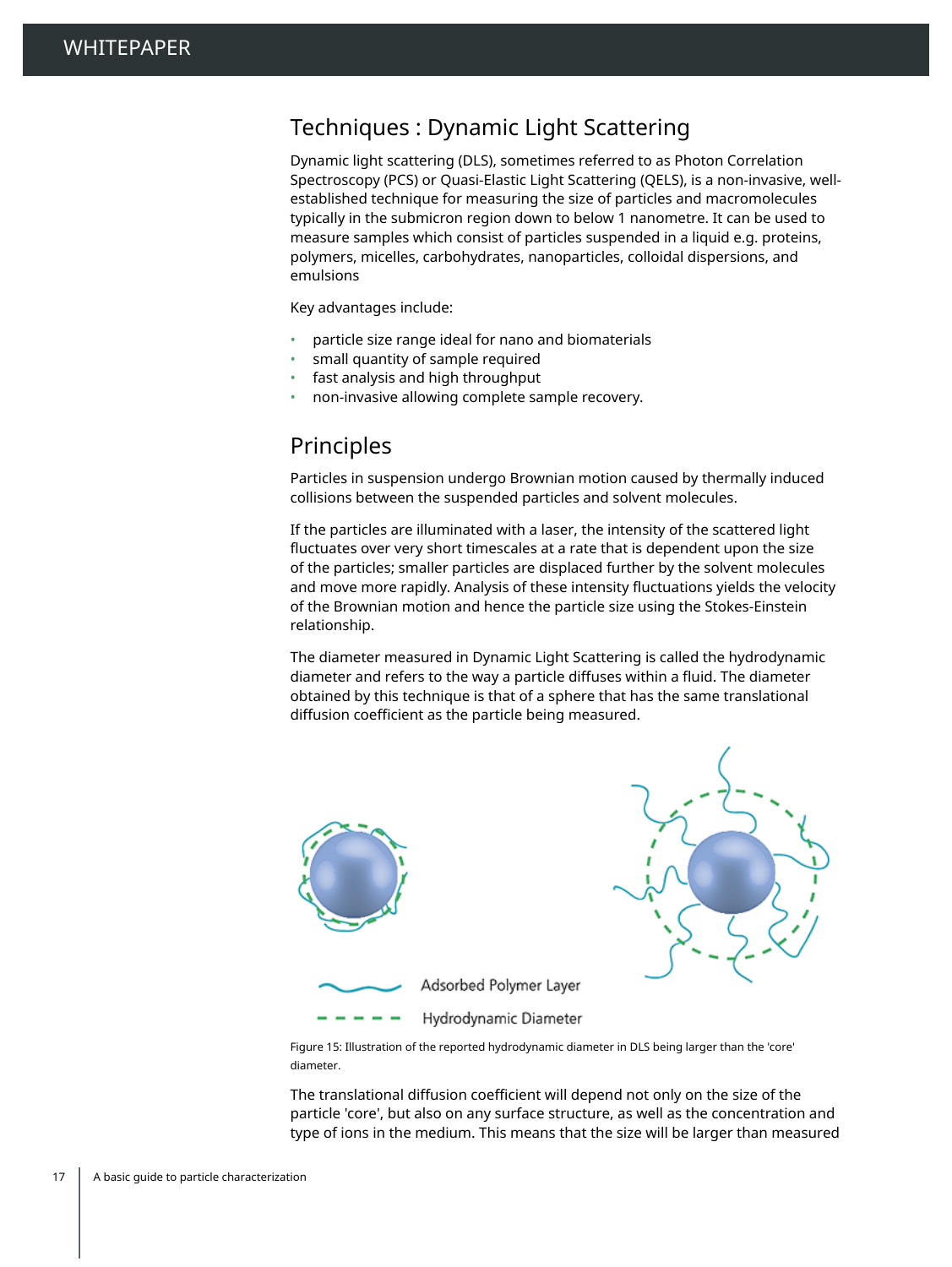## Techniques : Dynamic Light Scattering

Dynamic light scattering (DLS), sometimes referred to as Photon Correlation Spectroscopy (PCS) or Quasi-Elastic Light Scattering (QELS), is a non-invasive, well-established technique for measuring the size of particles and macromolecules typically in the submicron region down to below 1 nanometre. It can be used to measure samples which consist of particles suspended in a liquid e.g. proteins, polymers, micelles, carbohydrates, nanoparticles, colloidal dispersions, and emulsions

Key advantages include:

- particle size range ideal for nano and biomaterials
- small quantity of sample required
- fast analysis and high throughput
- non-invasive allowing complete sample recovery.

## Principles

Particles in suspension undergo Brownian motion caused by thermally induced collisions between the suspended particles and solvent molecules.

If the particles are illuminated with a laser, the intensity of the scattered light fluctuates over very short timescales at a rate that is dependent upon the size of the particles; smaller particles are displaced further by the solvent molecules and move more rapidly. Analysis of these intensity fluctuations yields the velocity of the Brownian motion and hence the particle size using the Stokes-Einstein relationship.

The diameter measured in Dynamic Light Scattering is called the hydrodynamic diameter and refers to the way a particle diffuses within a fluid. The diameter obtained by this technique is that of a sphere that has the same translational diffusion coefficient as the particle being measured.

Adsorbed Polymer Layer

Hydrodynamic Diameter

Figure 15: Illustration of the reported hydrodynamic diameter in DLS being larger than the 'core' diameter.

The translational diffusion coefficient will depend not only on the size of the particle 'core', but also on any surface structure, as well as the concentration and type of ions in the medium. This means that the size will be larger than measured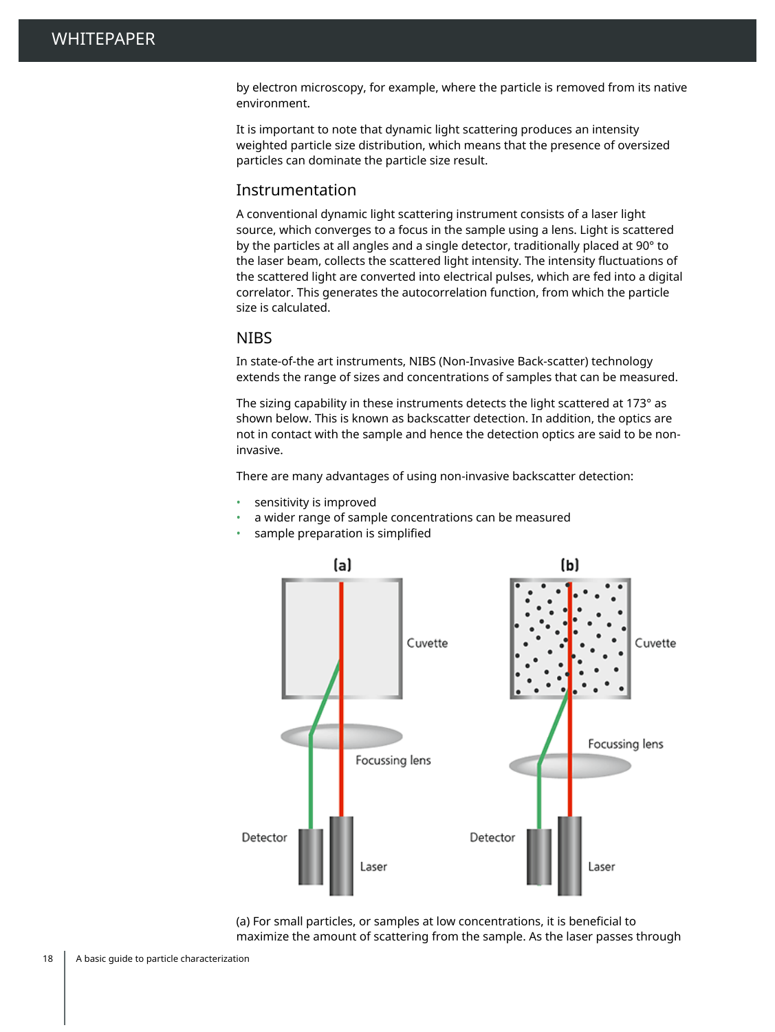by electron microscopy, for example, where the particle is removed from its native environment.

It is important to note that dynamic light scattering produces an intensity weighted particle size distribution, which means that the presence of oversized particles can dominate the particle size result.

## Instrumentation

A conventional dynamic light scattering instrument consists of a laser light source, which converges to a focus in the sample using a lens. Light is scattered by the particles at all angles and a single detector, traditionally placed at 90° to the laser beam, collects the scattered light intensity. The intensity fluctuations of the scattered light are converted into electrical pulses, which are fed into a digital correlator. This generates the autocorrelation function, from which the particle size is calculated.

## NIBS

In state-of-the art instruments, NIBS (Non-Invasive Back-scatter) technology extends the range of sizes and concentrations of samples that can be measured.

The sizing capability in these instruments detects the light scattered at 173° as shown below. This is known as backscatter detection. In addition, the optics are not in contact with the sample and hence the detection optics are said to be non-invasive.

There are many advantages of using non-invasive backscatter detection:

- sensitivity is improved
- a wider range of sample concentrations can be measured
- sample preparation is simplified

(a)

Cuvette

Focussing lens

Detector

Laser

(b)

Cuvette

Focussing lens

Detector

Laser

(a) For small particles, or samples at low concentrations, it is beneficial to maximize the amount of scattering from the sample. As the laser passes through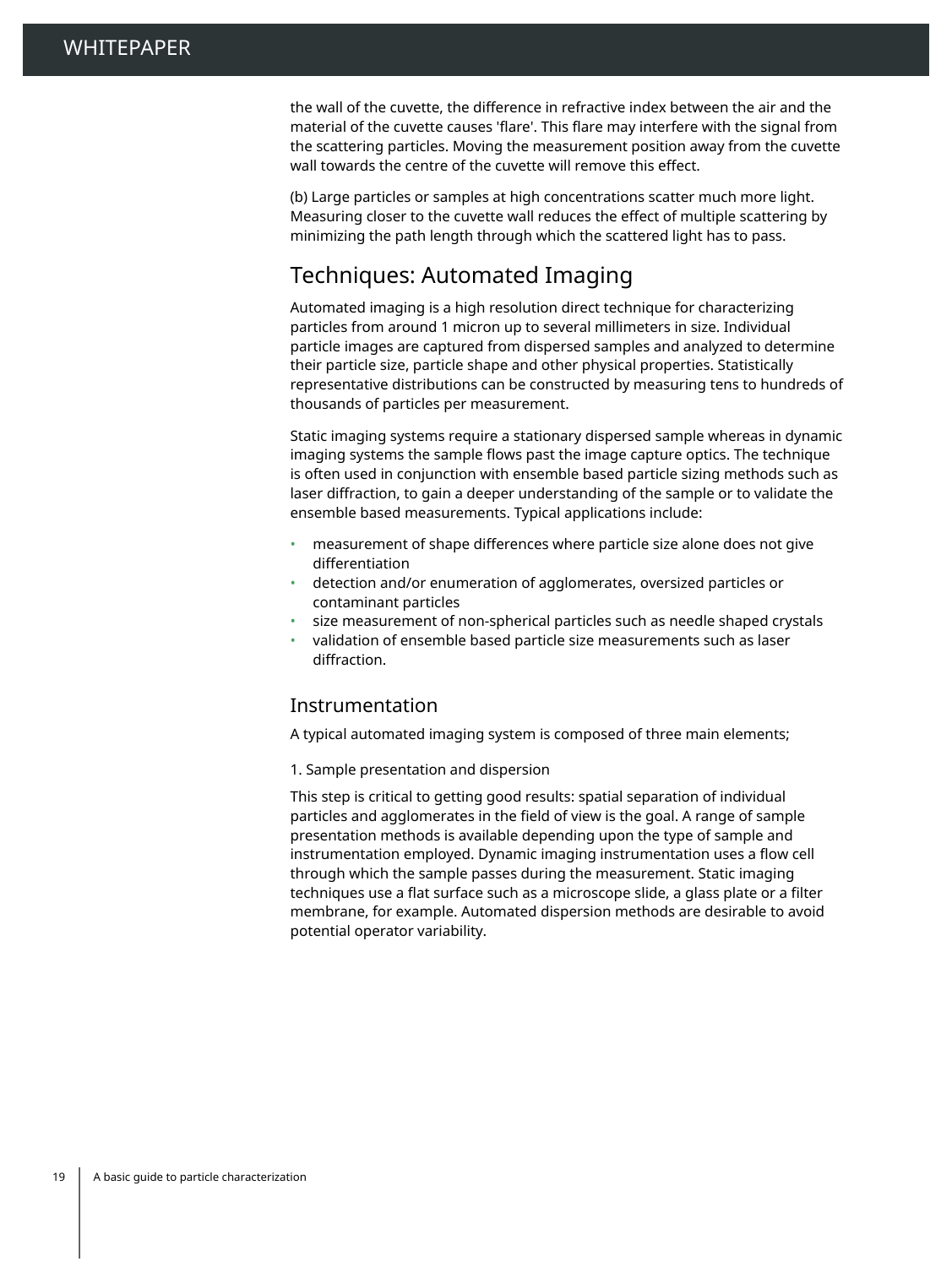the wall of the cuvette, the difference in refractive index between the air and the material of the cuvette causes 'flare'. This flare may interfere with the signal from the scattering particles. Moving the measurement position away from the cuvette wall towards the centre of the cuvette will remove this effect.

(b) Large particles or samples at high concentrations scatter much more light. Measuring closer to the cuvette wall reduces the effect of multiple scattering by minimizing the path length through which the scattered light has to pass.

## Techniques: Automated Imaging

Automated imaging is a high resolution direct technique for characterizing particles from around 1 micron up to several millimeters in size. Individual particle images are captured from dispersed samples and analyzed to determine their particle size, particle shape and other physical properties. Statistically representative distributions can be constructed by measuring tens to hundreds of thousands of particles per measurement.

Static imaging systems require a stationary dispersed sample whereas in dynamic imaging systems the sample flows past the image capture optics. The technique is often used in conjunction with ensemble based particle sizing methods such as laser diffraction, to gain a deeper understanding of the sample or to validate the ensemble based measurements. Typical applications include:

- measurement of shape differences where particle size alone does not give differentiation
- detection and/or enumeration of agglomerates, oversized particles or contaminant particles
- size measurement of non-spherical particles such as needle shaped crystals
- validation of ensemble based particle size measurements such as laser diffraction.

### Instrumentation

A typical automated imaging system is composed of three main elements;

1. Sample presentation and dispersion

This step is critical to getting good results: spatial separation of individual particles and agglomerates in the field of view is the goal. A range of sample presentation methods is available depending upon the type of sample and instrumentation employed. Dynamic imaging instrumentation uses a flow cell through which the sample passes during the measurement. Static imaging techniques use a flat surface such as a microscope slide, a glass plate or a filter membrane, for example. Automated dispersion methods are desirable to avoid potential operator variability.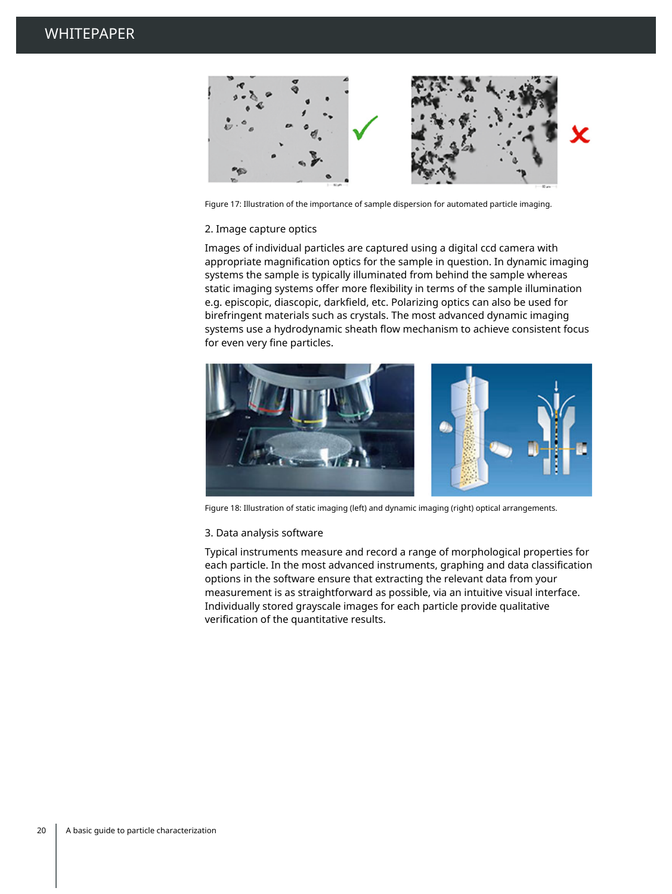Figure 17: Illustration of the importance of sample dispersion for automated particle imaging.

2. Image capture optics

Images of individual particles are captured using a digital ccd camera with appropriate magnification optics for the sample in question. In dynamic imaging systems the sample is typically illuminated from behind the sample whereas static imaging systems offer more flexibility in terms of the sample illumination e.g. episcopic, diascopic, darkfield, etc. Polarizing optics can also be used for birefringent materials such as crystals. The most advanced dynamic imaging systems use a hydrodynamic sheath flow mechanism to achieve consistent focus for even very fine particles.

Figure 18: Illustration of static imaging (left) and dynamic imaging (right) optical arrangements.

3. Data analysis software

Typical instruments measure and record a range of morphological properties for each particle. In the most advanced instruments, graphing and data classification options in the software ensure that extracting the relevant data from your measurement is as straightforward as possible, via an intuitive visual interface. Individually stored grayscale images for each particle provide qualitative verification of the quantitative results.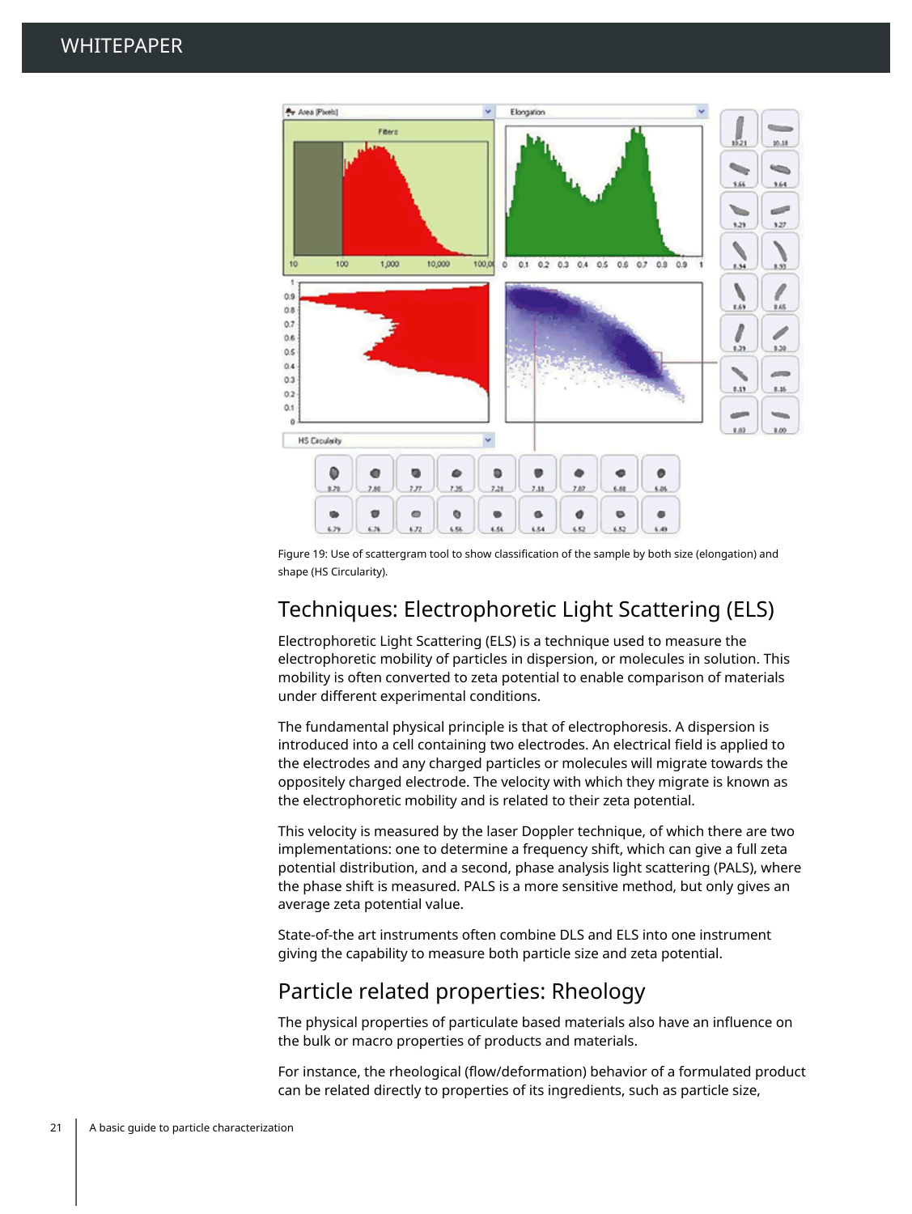Figure 19: Use of scattergram tool to show classification of the sample by both size (elongation) and shape (HS Circularity).

## Techniques: Electrophoretic Light Scattering (ELS)

Electrophoretic Light Scattering (ELS) is a technique used to measure the electrophoretic mobility of particles in dispersion, or molecules in solution. This mobility is often converted to zeta potential to enable comparison of materials under different experimental conditions.

The fundamental physical principle is that of electrophoresis. A dispersion is introduced into a cell containing two electrodes. An electrical field is applied to the electrodes and any charged particles or molecules will migrate towards the oppositely charged electrode. The velocity with which they migrate is known as the electrophoretic mobility and is related to their zeta potential.

This velocity is measured by the laser Doppler technique, of which there are two implementations: one to determine a frequency shift, which can give a full zeta potential distribution, and a second, phase analysis light scattering (PALS), where the phase shift is measured. PALS is a more sensitive method, but only gives an average zeta potential value.

State-of-the art instruments often combine DLS and ELS into one instrument giving the capability to measure both particle size and zeta potential.

## Particle related properties: Rheology

The physical properties of particulate based materials also have an influence on the bulk or macro properties of products and materials.

For instance, the rheological (flow/deformation) behavior of a formulated product can be related directly to properties of its ingredients, such as particle size,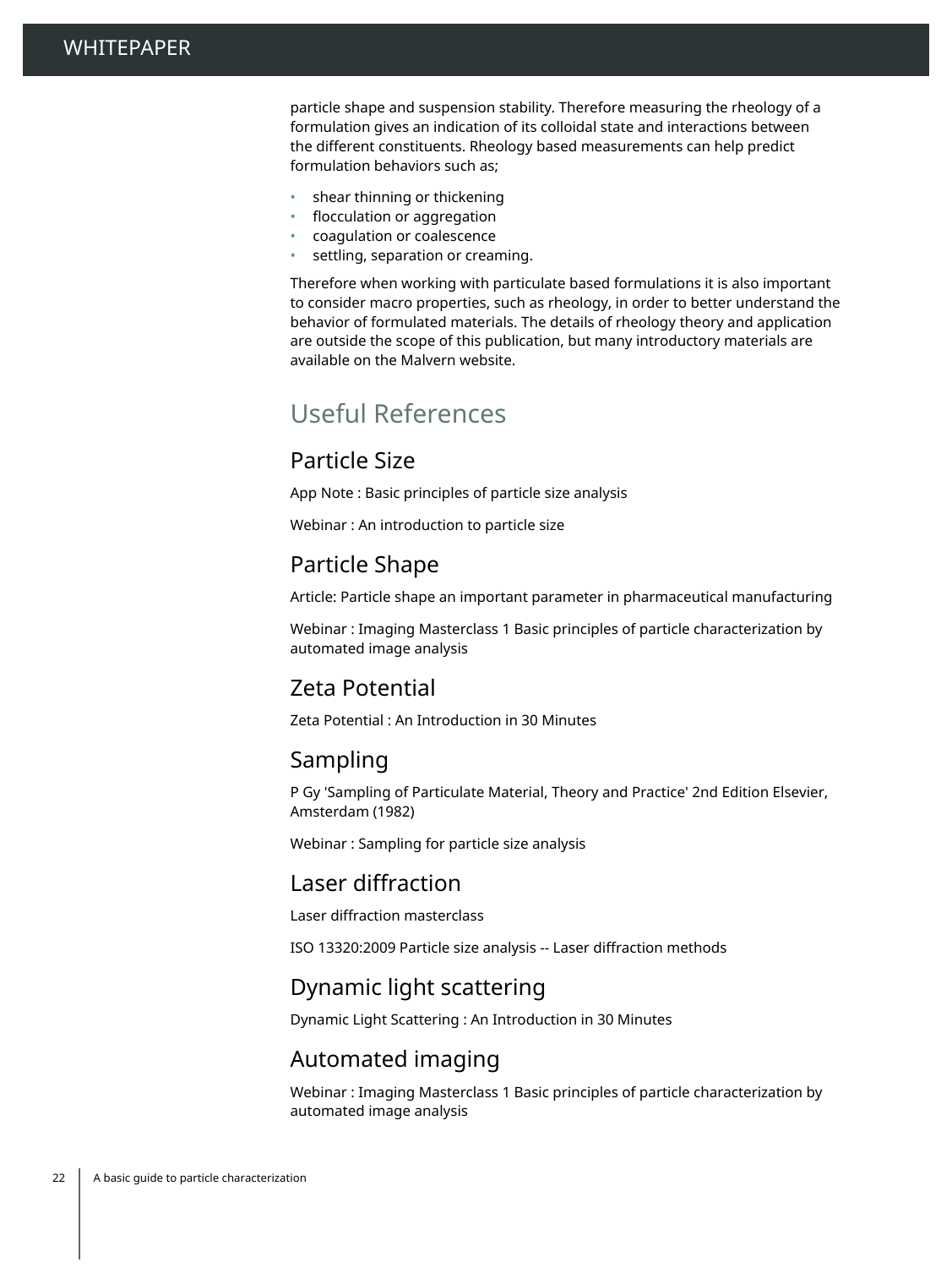particle shape and suspension stability. Therefore measuring the rheology of a formulation gives an indication of its colloidal state and interactions between the different constituents. Rheology based measurements can help predict formulation behaviors such as;

- shear thinning or thickening
- flocculation or aggregation
- coagulation or coalescence
- settling, separation or creaming.

Therefore when working with particulate based formulations it is also important to consider macro properties, such as rheology, in order to better understand the behavior of formulated materials. The details of rheology theory and application are outside the scope of this publication, but many introductory materials are available on the Malvern website.

## Useful References

### Particle Size

App Note : Basic principles of particle size analysis

Webinar : An introduction to particle size

### Particle Shape

Article: Particle shape an important parameter in pharmaceutical manufacturing

Webinar : Imaging Masterclass 1 Basic principles of particle characterization by automated image analysis

### Zeta Potential

Zeta Potential : An Introduction in 30 Minutes

### Sampling

P Gy 'Sampling of Particulate Material, Theory and Practice' 2nd Edition Elsevier, Amsterdam (1982)

Webinar : Sampling for particle size analysis

### Laser diffraction

Laser diffraction masterclass

ISO 13320:2009 Particle size analysis -- Laser diffraction methods

### Dynamic light scattering

Dynamic Light Scattering : An Introduction in 30 Minutes

### Automated imaging

Webinar : Imaging Masterclass 1 Basic principles of particle characterization by automated image analysis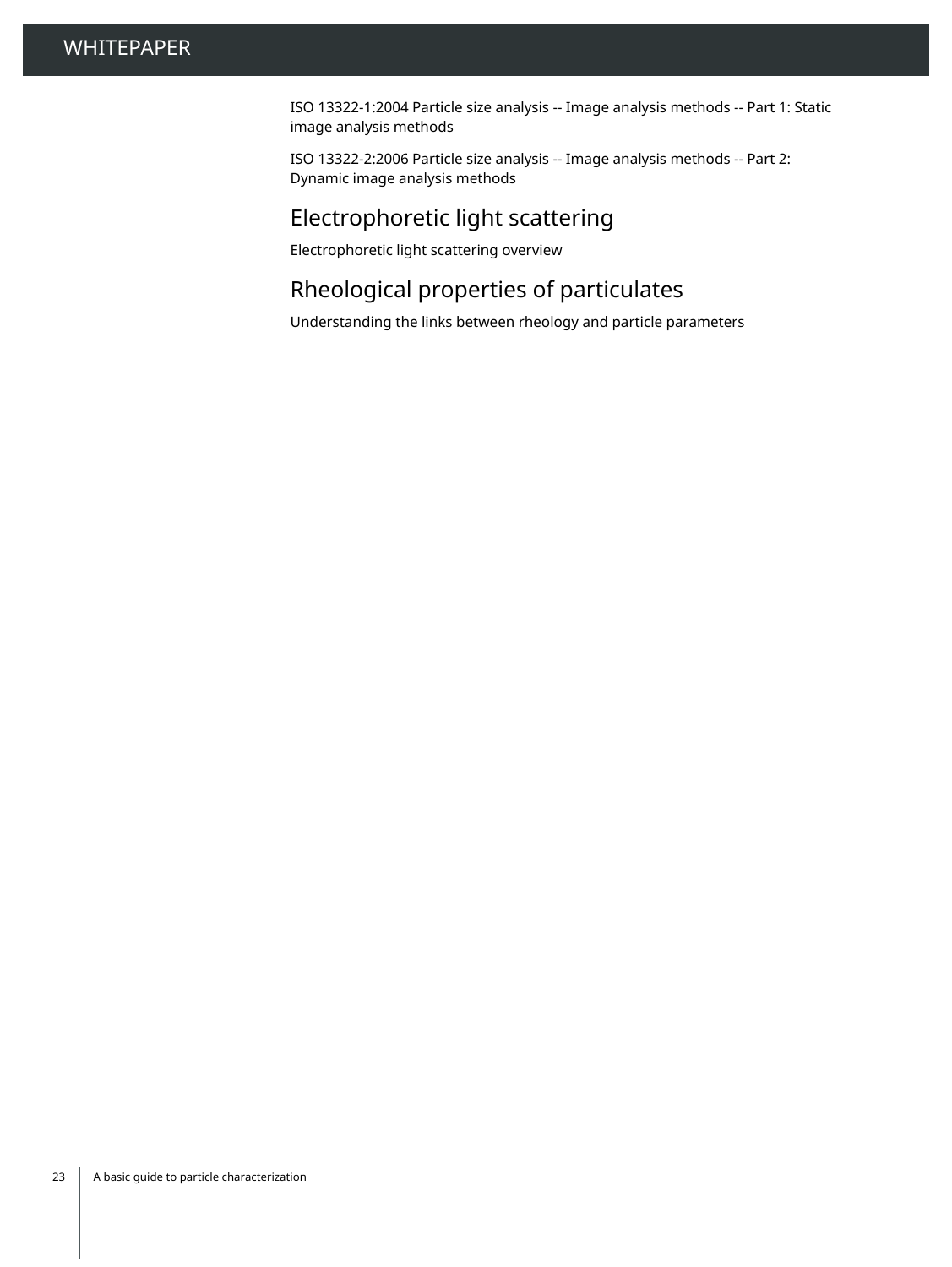ISO 13322-1:2004 Particle size analysis -- Image analysis methods -- Part 1: Static image analysis methods

ISO 13322-2:2006 Particle size analysis -- Image analysis methods -- Part 2: Dynamic image analysis methods

## Electrophoretic light scattering

Electrophoretic light scattering overview

## Rheological properties of particulates

Understanding the links between rheology and particle parameters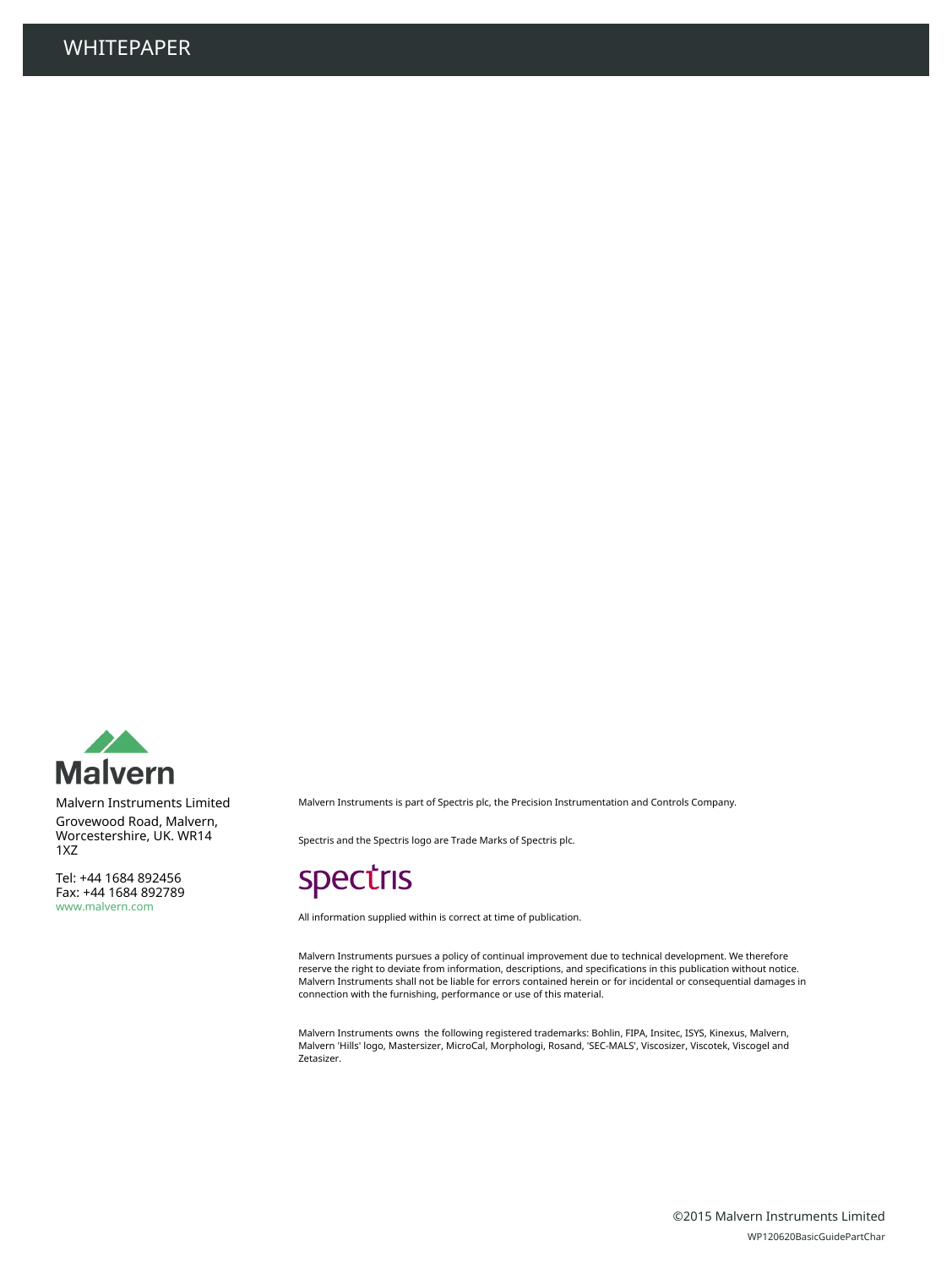WHITEPAPER

Malvern

Malvern Instruments Limited
Grovewood Road, Malvern,
Worcestershire, UK. WR14 1XZ

Tel: +44 1684 892456
Fax: +44 1684 892789
www.malvern.com

Malvern Instruments is part of Spectris plc, the Precision Instrumentation and Controls Company.

Spectris and the Spectris logo are Trade Marks of Spectris plc.

spectris

All information supplied within is correct at time of publication.

Malvern Instruments pursues a policy of continual improvement due to technical development. We therefore reserve the right to deviate from information, descriptions, and specifications in this publication without notice. Malvern Instruments shall not be liable for errors contained herein or for incidental or consequential damages in connection with the furnishing, performance or use of this material.

Malvern Instruments owns the following registered trademarks: Bohlin, FIPA, Insitec, ISYS, Kinexus, Malvern, Malvern 'Hills' logo, Mastersizer, MicroCal, Morphologi, Rosand, 'SEC-MALS', Viscosizer, Viscotek, Viscogel and Zetasizer.

©2015 Malvern Instruments Limited

WP120620BasicGuidePartChar